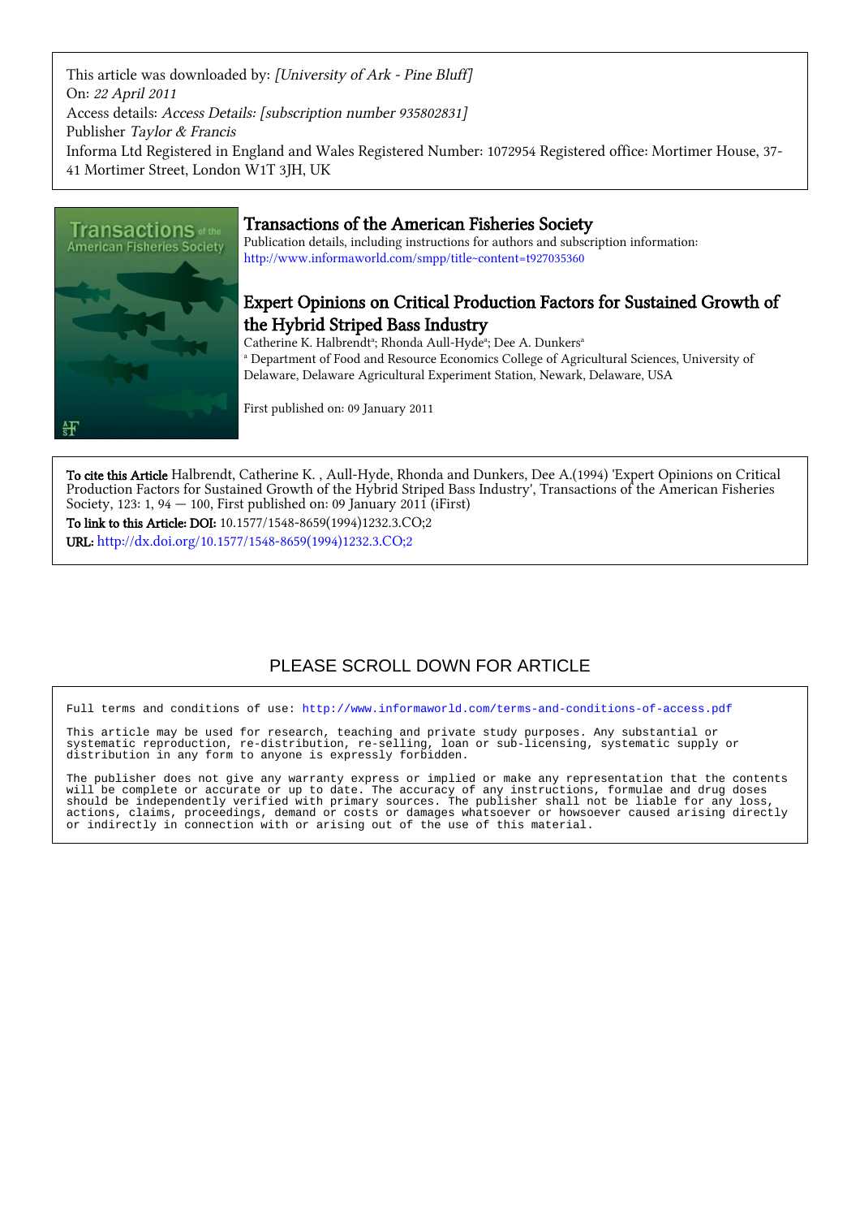This article was downloaded by: *[University of Ark - Pine Bluff]*
On: *22 April 2011*
Access details: *Access Details: [subscription number 935802831]*
Publisher *Taylor & Francis*
Informa Ltd Registered in England and Wales Registered Number: 1072954 Registered office: Mortimer House, 37-41 Mortimer Street, London W1T 3JH, UK

## Transactions of the American Fisheries Society

Publication details, including instructions for authors and subscription information:
http://www.informaworld.com/smpp/title~content=t927035360

# Expert Opinions on Critical Production Factors for Sustained Growth of the Hybrid Striped Bass Industry

Catherine K. Halbrendt[a]; Rhonda Aull-Hyde[a]; Dee A. Dunkers[a]

[a] Department of Food and Resource Economics College of Agricultural Sciences, University of Delaware, Delaware Agricultural Experiment Station, Newark, Delaware, USA

First published on: 09 January 2011

**To cite this Article** Halbrendt, Catherine K. , Aull-Hyde, Rhonda and Dunkers, Dee A.(1994) 'Expert Opinions on Critical Production Factors for Sustained Growth of the Hybrid Striped Bass Industry', Transactions of the American Fisheries Society, 123: 1, 94 — 100, First published on: 09 January 2011 (iFirst)

**To link to this Article: DOI:** 10.1577/1548-8659(1994)1232.3.CO;2

**URL:** http://dx.doi.org/10.1577/1548-8659(1994)1232.3.CO;2

PLEASE SCROLL DOWN FOR ARTICLE

Full terms and conditions of use: http://www.informaworld.com/terms-and-conditions-of-access.pdf

This article may be used for research, teaching and private study purposes. Any substantial or systematic reproduction, re-distribution, re-selling, loan or sub-licensing, systematic supply or distribution in any form to anyone is expressly forbidden.

The publisher does not give any warranty express or implied or make any representation that the contents will be complete or accurate or up to date. The accuracy of any instructions, formulae and drug doses should be independently verified with primary sources. The publisher shall not be liable for any loss, actions, claims, proceedings, demand or costs or damages whatsoever or howsoever caused arising directly or indirectly in connection with or arising out of the use of this material.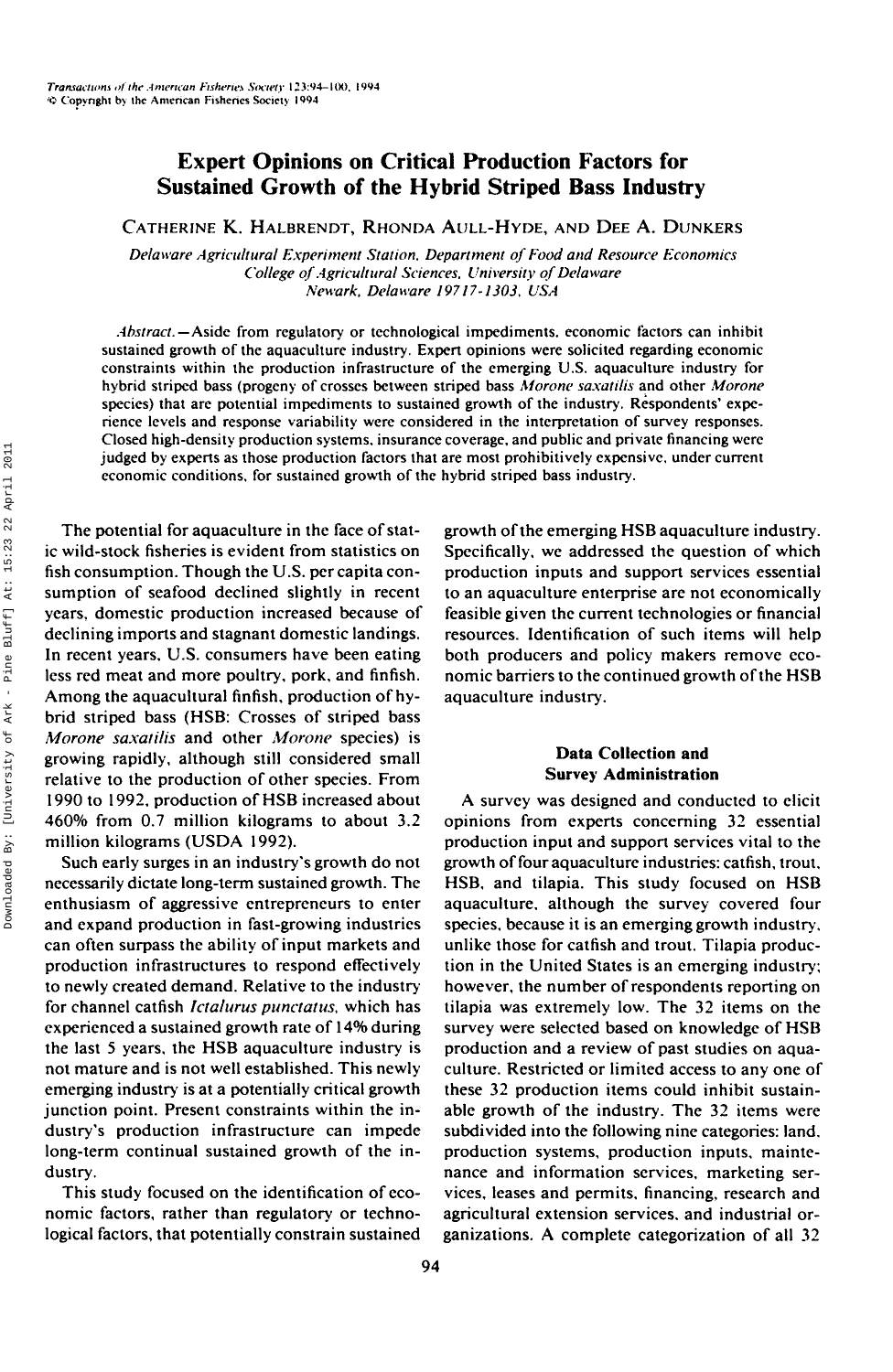# Expert Opinions on Critical Production Factors for Sustained Growth of the Hybrid Striped Bass Industry

Catherine K. Halbrendt, Rhonda Aull-Hyde, and Dee A. Dunkers

*Delaware Agricultural Experiment Station, Department of Food and Resource Economics*
*College of Agricultural Sciences, University of Delaware*
*Newark, Delaware 19717-1303, USA*

*Abstract.*—Aside from regulatory or technological impediments, economic factors can inhibit sustained growth of the aquaculture industry. Expert opinions were solicited regarding economic constraints within the production infrastructure of the emerging U.S. aquaculture industry for hybrid striped bass (progeny of crosses between striped bass *Morone saxatilis* and other *Morone* species) that are potential impediments to sustained growth of the industry. Respondents' experience levels and response variability were considered in the interpretation of survey responses. Closed high-density production systems, insurance coverage, and public and private financing were judged by experts as those production factors that are most prohibitively expensive, under current economic conditions, for sustained growth of the hybrid striped bass industry.

The potential for aquaculture in the face of static wild-stock fisheries is evident from statistics on fish consumption. Though the U.S. per capita consumption of seafood declined slightly in recent years, domestic production increased because of declining imports and stagnant domestic landings. In recent years, U.S. consumers have been eating less red meat and more poultry, pork, and finfish. Among the aquacultural finfish, production of hybrid striped bass (HSB: Crosses of striped bass *Morone saxatilis* and other *Morone* species) is growing rapidly, although still considered small relative to the production of other species. From 1990 to 1992, production of HSB increased about 460% from 0.7 million kilograms to about 3.2 million kilograms (USDA 1992).

Such early surges in an industry's growth do not necessarily dictate long-term sustained growth. The enthusiasm of aggressive entrepreneurs to enter and expand production in fast-growing industries can often surpass the ability of input markets and production infrastructures to respond effectively to newly created demand. Relative to the industry for channel catfish *Ictalurus punctatus*, which has experienced a sustained growth rate of 14% during the last 5 years, the HSB aquaculture industry is not mature and is not well established. This newly emerging industry is at a potentially critical growth junction point. Present constraints within the industry's production infrastructure can impede long-term continual sustained growth of the industry.

This study focused on the identification of economic factors, rather than regulatory or technological factors, that potentially constrain sustained growth of the emerging HSB aquaculture industry. Specifically, we addressed the question of which production inputs and support services essential to an aquaculture enterprise are not economically feasible given the current technologies or financial resources. Identification of such items will help both producers and policy makers remove economic barriers to the continued growth of the HSB aquaculture industry.

## Data Collection and Survey Administration

A survey was designed and conducted to elicit opinions from experts concerning 32 essential production input and support services vital to the growth of four aquaculture industries: catfish, trout, HSB, and tilapia. This study focused on HSB aquaculture, although the survey covered four species, because it is an emerging growth industry, unlike those for catfish and trout. Tilapia production in the United States is an emerging industry; however, the number of respondents reporting on tilapia was extremely low. The 32 items on the survey were selected based on knowledge of HSB production and a review of past studies on aquaculture. Restricted or limited access to any one of these 32 production items could inhibit sustainable growth of the industry. The 32 items were subdivided into the following nine categories: land, production systems, production inputs, maintenance and information services, marketing services, leases and permits, financing, research and agricultural extension services, and industrial organizations. A complete categorization of all 32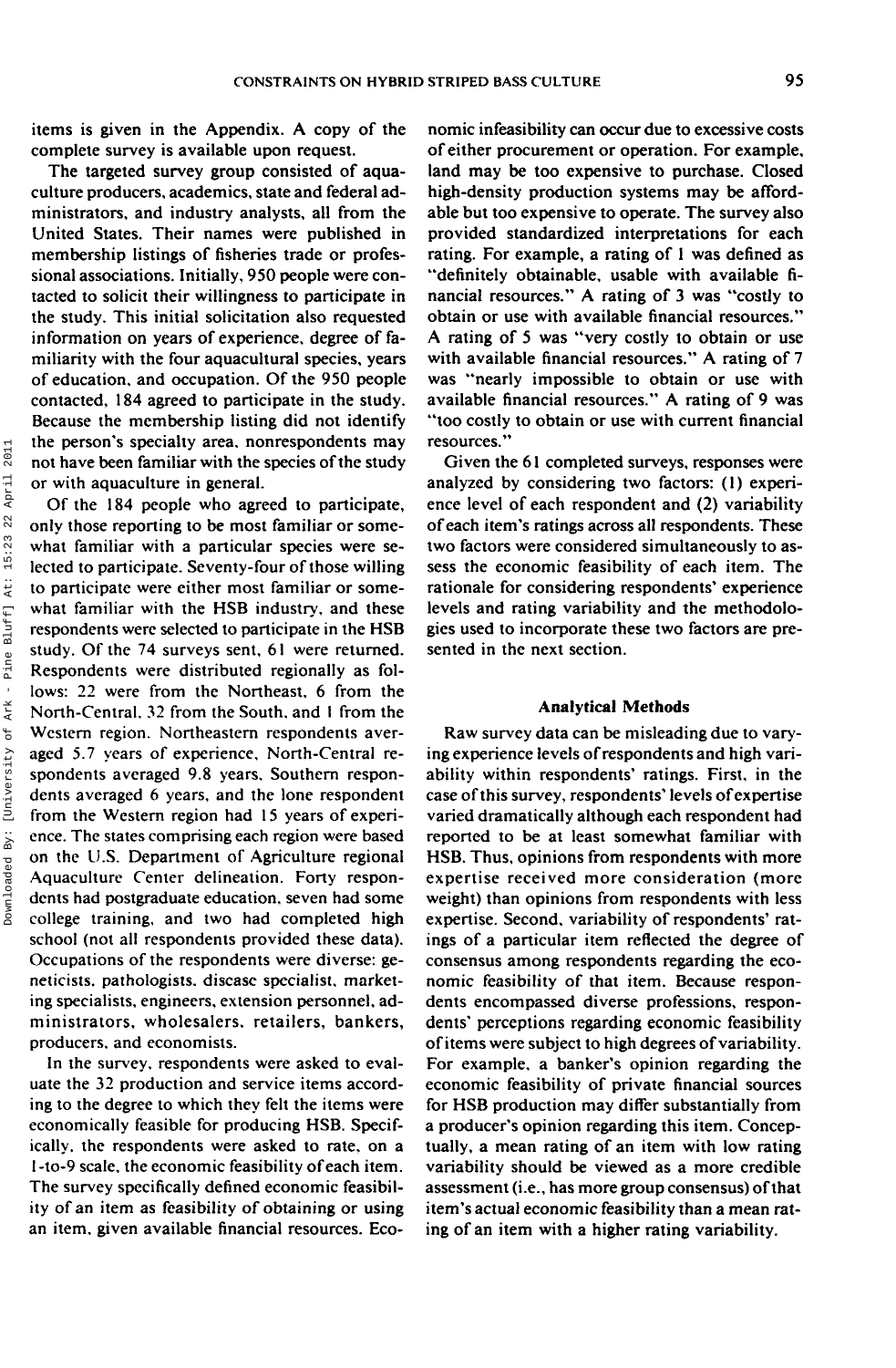items is given in the Appendix. A copy of the complete survey is available upon request.

The targeted survey group consisted of aquaculture producers, academics, state and federal administrators, and industry analysts, all from the United States. Their names were published in membership listings of fisheries trade or professional associations. Initially, 950 people were contacted to solicit their willingness to participate in the study. This initial solicitation also requested information on years of experience, degree of familiarity with the four aquacultural species, years of education, and occupation. Of the 950 people contacted, 184 agreed to participate in the study. Because the membership listing did not identify the person's specialty area, nonrespondents may not have been familiar with the species of the study or with aquaculture in general.

Of the 184 people who agreed to participate, only those reporting to be most familiar or somewhat familiar with a particular species were selected to participate. Seventy-four of those willing to participate were either most familiar or somewhat familiar with the HSB industry, and these respondents were selected to participate in the HSB study. Of the 74 surveys sent, 61 were returned. Respondents were distributed regionally as follows: 22 were from the Northeast, 6 from the North-Central, 32 from the South, and 1 from the Western region. Northeastern respondents averaged 5.7 years of experience, North-Central respondents averaged 9.8 years, Southern respondents averaged 6 years, and the lone respondent from the Western region had 15 years of experience. The states comprising each region were based on the U.S. Department of Agriculture regional Aquaculture Center delineation. Forty respondents had postgraduate education, seven had some college training, and two had completed high school (not all respondents provided these data). Occupations of the respondents were diverse: geneticists, pathologists, disease specialist, marketing specialists, engineers, extension personnel, administrators, wholesalers, retailers, bankers, producers, and economists.

In the survey, respondents were asked to evaluate the 32 production and service items according to the degree to which they felt the items were economically feasible for producing HSB. Specifically, the respondents were asked to rate, on a 1-to-9 scale, the economic feasibility of each item. The survey specifically defined economic feasibility of an item as feasibility of obtaining or using an item, given available financial resources. Economic infeasibility can occur due to excessive costs of either procurement or operation. For example, land may be too expensive to purchase. Closed high-density production systems may be affordable but too expensive to operate. The survey also provided standardized interpretations for each rating. For example, a rating of 1 was defined as "definitely obtainable, usable with available financial resources." A rating of 3 was "costly to obtain or use with available financial resources." A rating of 5 was "very costly to obtain or use with available financial resources." A rating of 7 was "nearly impossible to obtain or use with available financial resources." A rating of 9 was "too costly to obtain or use with current financial resources."

Given the 61 completed surveys, responses were analyzed by considering two factors: (1) experience level of each respondent and (2) variability of each item's ratings across all respondents. These two factors were considered simultaneously to assess the economic feasibility of each item. The rationale for considering respondents' experience levels and rating variability and the methodologies used to incorporate these two factors are presented in the next section.

## Analytical Methods

Raw survey data can be misleading due to varying experience levels of respondents and high variability within respondents' ratings. First, in the case of this survey, respondents' levels of expertise varied dramatically although each respondent had reported to be at least somewhat familiar with HSB. Thus, opinions from respondents with more expertise received more consideration (more weight) than opinions from respondents with less expertise. Second, variability of respondents' ratings of a particular item reflected the degree of consensus among respondents regarding the economic feasibility of that item. Because respondents encompassed diverse professions, respondents' perceptions regarding economic feasibility of items were subject to high degrees of variability. For example, a banker's opinion regarding the economic feasibility of private financial sources for HSB production may differ substantially from a producer's opinion regarding this item. Conceptually, a mean rating of an item with low rating variability should be viewed as a more credible assessment (i.e., has more group consensus) of that item's actual economic feasibility than a mean rating of an item with a higher rating variability.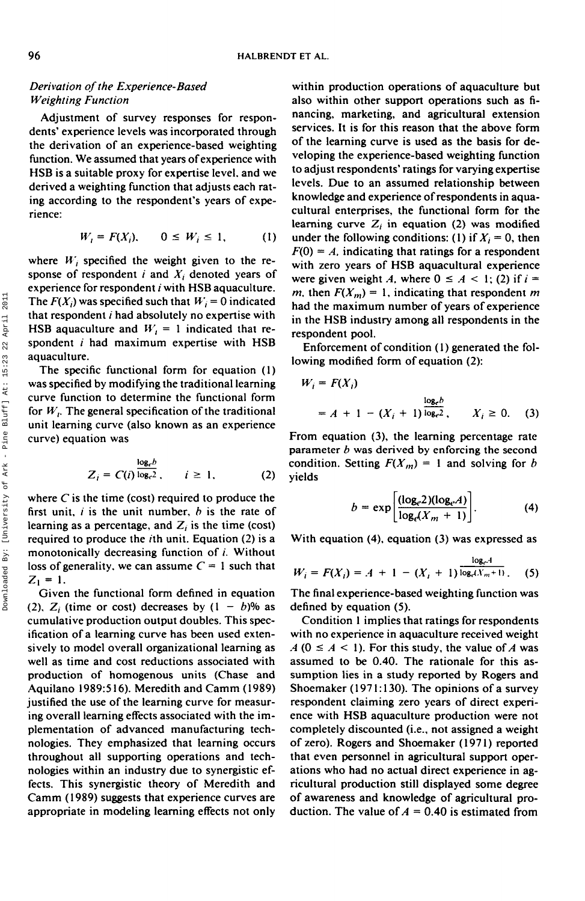### *Derivation of the Experience-Based Weighting Function*

Adjustment of survey responses for respondents' experience levels was incorporated through the derivation of an experience-based weighting function. We assumed that years of experience with HSB is a suitable proxy for expertise level, and we derived a weighting function that adjusts each rating according to the respondent's years of experience:

$$W_i = F(X_i), \quad 0 \leq W_i \leq 1, \tag{1}$$

where $W_i$ specified the weight given to the response of respondent $i$ and $X_i$ denoted years of experience for respondent $i$ with HSB aquaculture. The $F(X_i)$ was specified such that $W_i = 0$ indicated that respondent $i$ had absolutely no expertise with HSB aquaculture and $W_i = 1$ indicated that respondent $i$ had maximum expertise with HSB aquaculture.

The specific functional form for equation (1) was specified by modifying the traditional learning curve function to determine the functional form for $W_i$. The general specification of the traditional unit learning curve (also known as an experience curve) equation was

$$Z_i = C(i)^{\frac{\log_e b}{\log_e 2}}, \quad i \geq 1, \tag{2}$$

where $C$ is the time (cost) required to produce the first unit, $i$ is the unit number, $b$ is the rate of learning as a percentage, and $Z_i$ is the time (cost) required to produce the $i$th unit. Equation (2) is a monotonically decreasing function of $i$. Without loss of generality, we can assume $C = 1$ such that $Z_1 = 1$.

Given the functional form defined in equation (2), $Z_i$ (time or cost) decreases by $(1 - b)$% as cumulative production output doubles. This specification of a learning curve has been used extensively to model overall organizational learning as well as time and cost reductions associated with production of homogenous units (Chase and Aquilano 1989:516). Meredith and Camm (1989) justified the use of the learning curve for measuring overall learning effects associated with the implementation of advanced manufacturing technologies. They emphasized that learning occurs throughout all supporting operations and technologies within an industry due to synergistic effects. This synergistic theory of Meredith and Camm (1989) suggests that experience curves are appropriate in modeling learning effects not only within production operations of aquaculture but also within other support operations such as financing, marketing, and agricultural extension services. It is for this reason that the above form of the learning curve is used as the basis for developing the experience-based weighting function to adjust respondents' ratings for varying expertise levels. Due to an assumed relationship between knowledge and experience of respondents in aquacultural enterprises, the functional form for the learning curve $Z_i$ in equation (2) was modified under the following conditions: (1) if $X_i = 0$, then $F(0) = A$, indicating that ratings for a respondent with zero years of HSB aquacultural experience were given weight $A$, where $0 \leq A < 1$; (2) if $i = m$, then $F(X_m) = 1$, indicating that respondent $m$ had the maximum number of years of experience in the HSB industry among all respondents in the respondent pool.

Enforcement of condition (1) generated the following modified form of equation (2):

$$\begin{aligned} W_i &= F(X_i) \\ &= A + 1 - (X_i + 1)^{\frac{\log_e b}{\log_e 2}}, \quad X_i \geq 0. \end{aligned} \tag{3}$$

From equation (3), the learning percentage rate parameter $b$ was derived by enforcing the second condition. Setting $F(X_m) = 1$ and solving for $b$ yields

$$b = \exp\left[\frac{(\log_e 2)(\log_e A)}{\log_e(X_m + 1)}\right]. \tag{4}$$

With equation (4), equation (3) was expressed as

$$W_i = F(X_i) = A + 1 - (X_i + 1)^{\frac{\log_e A}{\log_e(X_m + 1)}}. \tag{5}$$

The final experience-based weighting function was defined by equation (5).

Condition 1 implies that ratings for respondents with no experience in aquaculture received weight $A$ ($0 \leq A < 1$). For this study, the value of $A$ was assumed to be 0.40. The rationale for this assumption lies in a study reported by Rogers and Shoemaker (1971:130). The opinions of a survey respondent claiming zero years of direct experience with HSB aquaculture production were not completely discounted (i.e., not assigned a weight of zero). Rogers and Shoemaker (1971) reported that even personnel in agricultural support operations who had no actual direct experience in agricultural production still displayed some degree of awareness and knowledge of agricultural production. The value of $A = 0.40$ is estimated from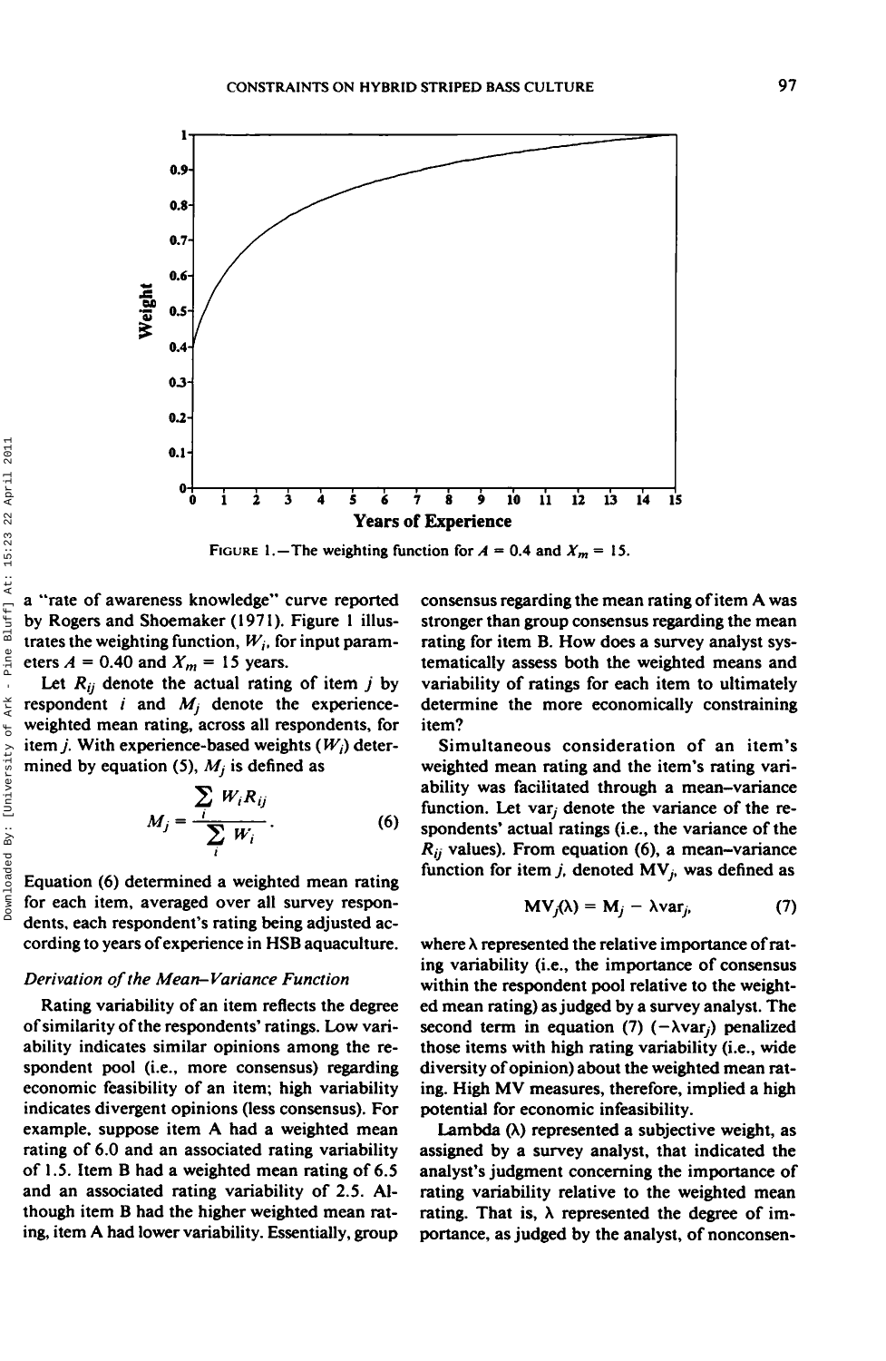FIGURE 1.—The weighting function for $A = 0.4$ and $X_m = 15$.

a "rate of awareness knowledge" curve reported by Rogers and Shoemaker (1971). Figure 1 illustrates the weighting function, $W_i$, for input parameters $A = 0.40$ and $X_m = 15$ years.

Let $R_{ij}$ denote the actual rating of item $j$ by respondent $i$ and $M_j$ denote the experience-weighted mean rating, across all respondents, for item $j$. With experience-based weights ($W_i$) determined by equation (5), $M_j$ is defined as

$$M_j = \frac{\sum_i W_i R_{ij}}{\sum_i W_i}. \tag{6}$$

Equation (6) determined a weighted mean rating for each item, averaged over all survey respondents, each respondent's rating being adjusted according to years of experience in HSB aquaculture.

### *Derivation of the Mean–Variance Function*

Rating variability of an item reflects the degree of similarity of the respondents' ratings. Low variability indicates similar opinions among the respondent pool (i.e., more consensus) regarding economic feasibility of an item; high variability indicates divergent opinions (less consensus). For example, suppose item A had a weighted mean rating of 6.0 and an associated rating variability of 1.5. Item B had a weighted mean rating of 6.5 and an associated rating variability of 2.5. Although item B had the higher weighted mean rating, item A had lower variability. Essentially, group consensus regarding the mean rating of item A was stronger than group consensus regarding the mean rating for item B. How does a survey analyst systematically assess both the weighted means and variability of ratings for each item to ultimately determine the more economically constraining item?

Simultaneous consideration of an item's weighted mean rating and the item's rating variability was facilitated through a mean–variance function. Let $\text{var}_j$ denote the variance of the respondents' actual ratings (i.e., the variance of the $R_{ij}$ values). From equation (6), a mean–variance function for item $j$, denoted $\text{MV}_j$, was defined as

$$\text{MV}_j(\lambda) = \text{M}_j - \lambda \text{var}_j, \tag{7}$$

where $\lambda$ represented the relative importance of rating variability (i.e., the importance of consensus within the respondent pool relative to the weighted mean rating) as judged by a survey analyst. The second term in equation (7) ($-\lambda\text{var}_j$) penalized those items with high rating variability (i.e., wide diversity of opinion) about the weighted mean rating. High MV measures, therefore, implied a high potential for economic infeasibility.

Lambda ($\lambda$) represented a subjective weight, as assigned by a survey analyst, that indicated the analyst's judgment concerning the importance of rating variability relative to the weighted mean rating. That is, $\lambda$ represented the degree of importance, as judged by the analyst, of nonconsen-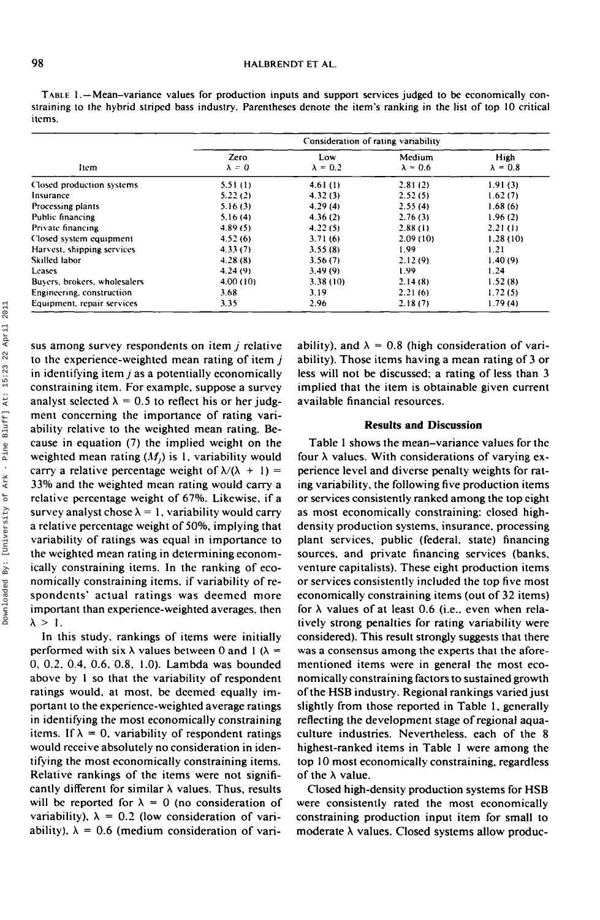TABLE 1.—Mean–variance values for production inputs and support services judged to be economically constraining to the hybrid striped bass industry. Parentheses denote the item's ranking in the list of top 10 critical items.

| Item | Consideration of rating variability | | | |
|---|---|---|---|---|
| | Zero $\lambda = 0$ | Low $\lambda = 0.2$ | Medium $\lambda = 0.6$ | High $\lambda = 0.8$ |
| Closed production systems | 5.51 (1) | 4.61 (1) | 2.81 (2) | 1.91 (3) |
| Insurance | 5.22 (2) | 4.32 (3) | 2.52 (5) | 1.62 (7) |
| Processing plants | 5.16 (3) | 4.29 (4) | 2.55 (4) | 1.68 (6) |
| Public financing | 5.16 (4) | 4.36 (2) | 2.76 (3) | 1.96 (2) |
| Private financing | 4.89 (5) | 4.22 (5) | 2.88 (1) | 2.21 (1) |
| Closed system equipment | 4.52 (6) | 3.71 (6) | 2.09 (10) | 1.28 (10) |
| Harvest, shipping services | 4.33 (7) | 3.55 (8) | 1.99 | 1.21 |
| Skilled labor | 4.28 (8) | 3.56 (7) | 2.12 (9) | 1.40 (9) |
| Leases | 4.24 (9) | 3.49 (9) | 1.99 | 1.24 |
| Buyers, brokers, wholesalers | 4.00 (10) | 3.38 (10) | 2.14 (8) | 1.52 (8) |
| Engineering, construction | 3.68 | 3.19 | 2.21 (6) | 1.72 (5) |
| Equipment, repair services | 3.35 | 2.96 | 2.18 (7) | 1.79 (4) |

sus among survey respondents on item $j$ relative to the experience-weighted mean rating of item $j$ in identifying item $j$ as a potentially economically constraining item. For example, suppose a survey analyst selected $\lambda = 0.5$ to reflect his or her judgment concerning the importance of rating variability relative to the weighted mean rating. Because in equation (7) the implied weight on the weighted mean rating ($M_j$) is 1, variability would carry a relative percentage weight of $\lambda/(\lambda + 1) =$ 33% and the weighted mean rating would carry a relative percentage weight of 67%. Likewise, if a survey analyst chose $\lambda = 1$, variability would carry a relative percentage weight of 50%, implying that variability of ratings was equal in importance to the weighted mean rating in determining economically constraining items. In the ranking of economically constraining items, if variability of respondents' actual ratings was deemed more important than experience-weighted averages, then $\lambda > 1$.

In this study, rankings of items were initially performed with six $\lambda$ values between 0 and 1 ($\lambda =$ 0, 0.2, 0.4, 0.6, 0.8, 1.0). Lambda was bounded above by 1 so that the variability of respondent ratings would, at most, be deemed equally important to the experience-weighted average ratings in identifying the most economically constraining items. If $\lambda = 0$, variability of respondent ratings would receive absolutely no consideration in identifying the most economically constraining items. Relative rankings of the items were not significantly different for similar $\lambda$ values. Thus, results will be reported for $\lambda = 0$ (no consideration of variability), $\lambda = 0.2$ (low consideration of variability), $\lambda = 0.6$ (medium consideration of variability), and $\lambda = 0.8$ (high consideration of variability). Those items having a mean rating of 3 or less will not be discussed; a rating of less than 3 implied that the item is obtainable given current available financial resources.

## Results and Discussion

Table 1 shows the mean–variance values for the four $\lambda$ values. With considerations of varying experience level and diverse penalty weights for rating variability, the following five production items or services consistently ranked among the top eight as most economically constraining: closed high-density production systems, insurance, processing plant services, public (federal, state) financing sources, and private financing services (banks, venture capitalists). These eight production items or services consistently included the top five most economically constraining items (out of 32 items) for $\lambda$ values of at least 0.6 (i.e., even when relatively strong penalties for rating variability were considered). This result strongly suggests that there was a consensus among the experts that the aforementioned items were in general the most economically constraining factors to sustained growth of the HSB industry. Regional rankings varied just slightly from those reported in Table 1, generally reflecting the development stage of regional aquaculture industries. Nevertheless, each of the 8 highest-ranked items in Table 1 were among the top 10 most economically constraining, regardless of the $\lambda$ value.

Closed high-density production systems for HSB were consistently rated the most economically constraining production input item for small to moderate $\lambda$ values. Closed systems allow produc-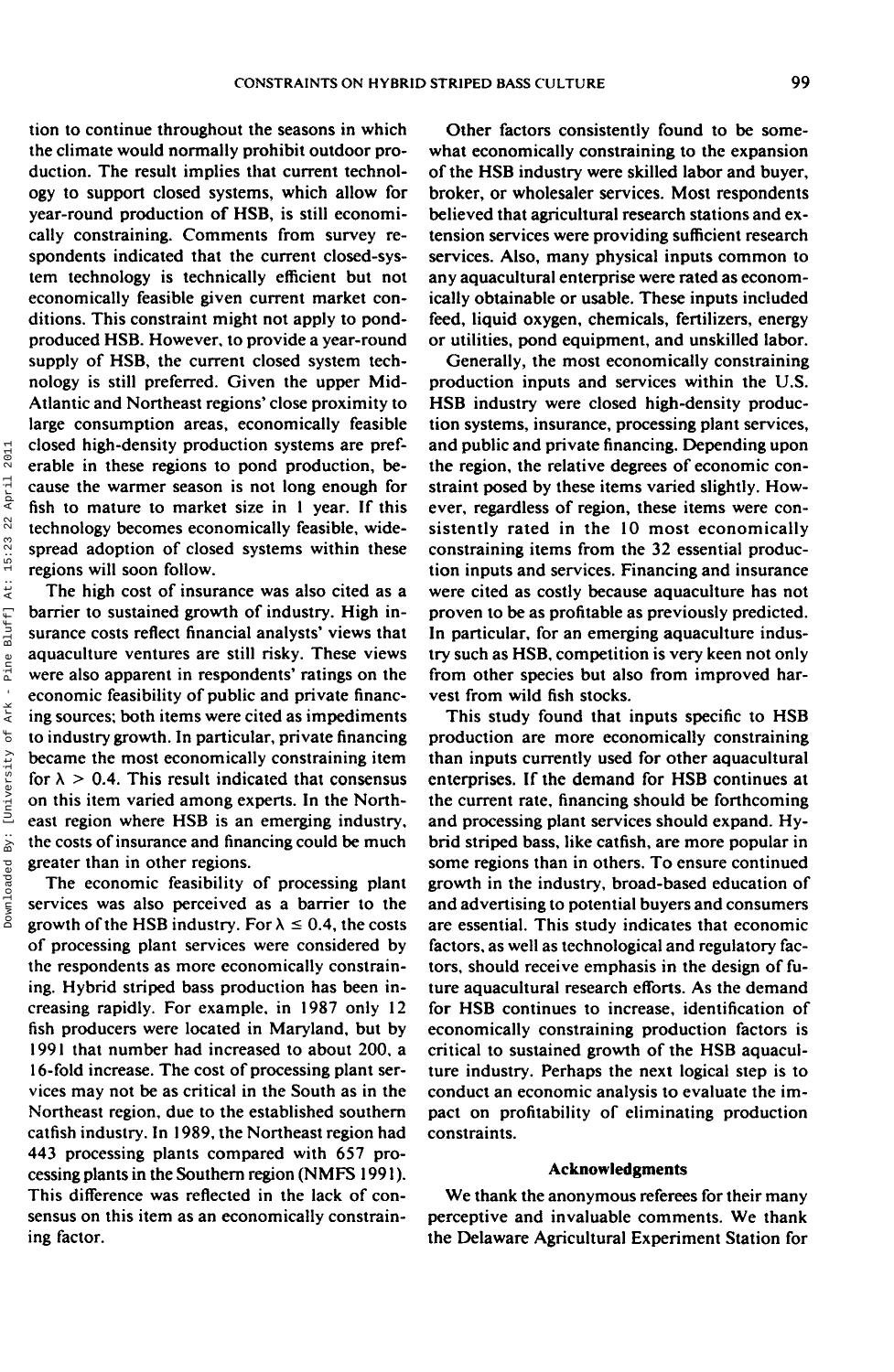tion to continue throughout the seasons in which the climate would normally prohibit outdoor production. The result implies that current technology to support closed systems, which allow for year-round production of HSB, is still economically constraining. Comments from survey respondents indicated that the current closed-system technology is technically efficient but not economically feasible given current market conditions. This constraint might not apply to pond-produced HSB. However, to provide a year-round supply of HSB, the current closed system technology is still preferred. Given the upper Mid-Atlantic and Northeast regions' close proximity to large consumption areas, economically feasible closed high-density production systems are preferable in these regions to pond production, because the warmer season is not long enough for fish to mature to market size in 1 year. If this technology becomes economically feasible, widespread adoption of closed systems within these regions will soon follow.

The high cost of insurance was also cited as a barrier to sustained growth of industry. High insurance costs reflect financial analysts' views that aquaculture ventures are still risky. These views were also apparent in respondents' ratings on the economic feasibility of public and private financing sources; both items were cited as impediments to industry growth. In particular, private financing became the most economically constraining item for $\lambda > 0.4$. This result indicated that consensus on this item varied among experts. In the Northeast region where HSB is an emerging industry, the costs of insurance and financing could be much greater than in other regions.

The economic feasibility of processing plant services was also perceived as a barrier to the growth of the HSB industry. For $\lambda \leq 0.4$, the costs of processing plant services were considered by the respondents as more economically constraining. Hybrid striped bass production has been increasing rapidly. For example, in 1987 only 12 fish producers were located in Maryland, but by 1991 that number had increased to about 200, a 16-fold increase. The cost of processing plant services may not be as critical in the South as in the Northeast region, due to the established southern catfish industry. In 1989, the Northeast region had 443 processing plants compared with 657 processing plants in the Southern region (NMFS 1991). This difference was reflected in the lack of consensus on this item as an economically constraining factor.

Other factors consistently found to be somewhat economically constraining to the expansion of the HSB industry were skilled labor and buyer, broker, or wholesaler services. Most respondents believed that agricultural research stations and extension services were providing sufficient research services. Also, many physical inputs common to any aquacultural enterprise were rated as economically obtainable or usable. These inputs included feed, liquid oxygen, chemicals, fertilizers, energy or utilities, pond equipment, and unskilled labor.

Generally, the most economically constraining production inputs and services within the U.S. HSB industry were closed high-density production systems, insurance, processing plant services, and public and private financing. Depending upon the region, the relative degrees of economic constraint posed by these items varied slightly. However, regardless of region, these items were consistently rated in the 10 most economically constraining items from the 32 essential production inputs and services. Financing and insurance were cited as costly because aquaculture has not proven to be as profitable as previously predicted. In particular, for an emerging aquaculture industry such as HSB, competition is very keen not only from other species but also from improved harvest from wild fish stocks.

This study found that inputs specific to HSB production are more economically constraining than inputs currently used for other aquacultural enterprises. If the demand for HSB continues at the current rate, financing should be forthcoming and processing plant services should expand. Hybrid striped bass, like catfish, are more popular in some regions than in others. To ensure continued growth in the industry, broad-based education of and advertising to potential buyers and consumers are essential. This study indicates that economic factors, as well as technological and regulatory factors, should receive emphasis in the design of future aquacultural research efforts. As the demand for HSB continues to increase, identification of economically constraining production factors is critical to sustained growth of the HSB aquaculture industry. Perhaps the next logical step is to conduct an economic analysis to evaluate the impact on profitability of eliminating production constraints.

### Acknowledgments

We thank the anonymous referees for their many perceptive and invaluable comments. We thank the Delaware Agricultural Experiment Station for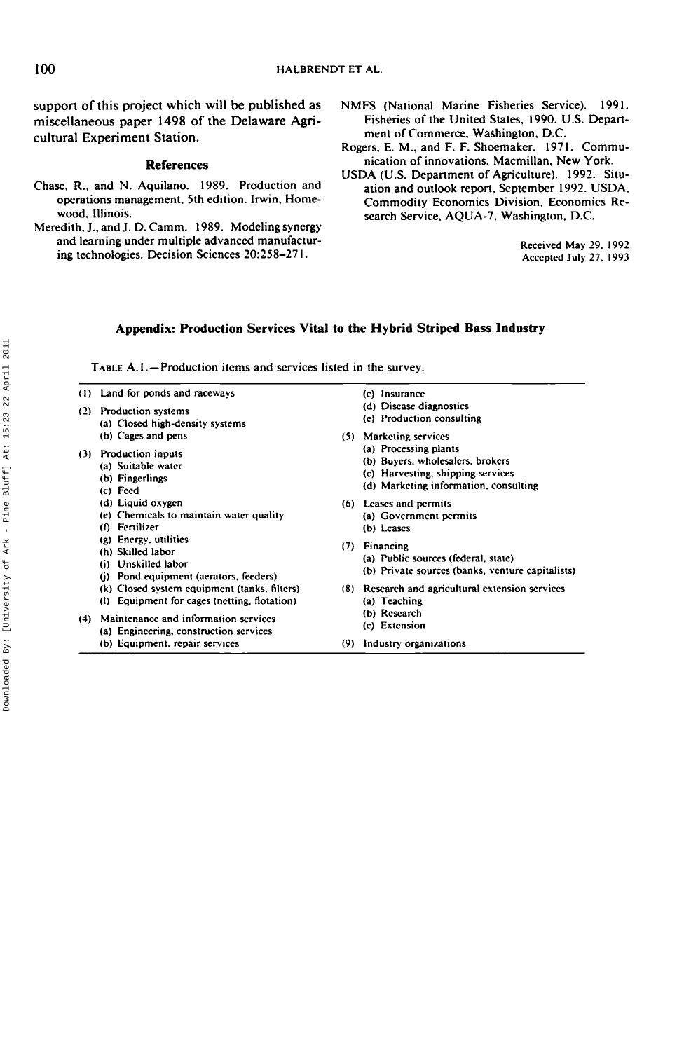support of this project which will be published as miscellaneous paper 1498 of the Delaware Agricultural Experiment Station.

## References

Chase, R., and N. Aquilano. 1989. Production and operations management, 5th edition. Irwin, Homewood, Illinois.

Meredith, J., and J. D. Camm. 1989. Modeling synergy and learning under multiple advanced manufacturing technologies. Decision Sciences 20:258–271.

NMFS (National Marine Fisheries Service). 1991. Fisheries of the United States, 1990. U.S. Department of Commerce, Washington, D.C.

Rogers, E. M., and F. F. Shoemaker. 1971. Communication of innovations. Macmillan, New York.

USDA (U.S. Department of Agriculture). 1992. Situation and outlook report, September 1992. USDA, Commodity Economics Division, Economics Research Service, AQUA-7, Washington, D.C.

Received May 29, 1992
Accepted July 27, 1993

## Appendix: Production Services Vital to the Hybrid Striped Bass Industry

TABLE A.1.—Production items and services listed in the survey.

(1) Land for ponds and raceways

(2) Production systems
- (a) Closed high-density systems
- (b) Cages and pens

(3) Production inputs
- (a) Suitable water
- (b) Fingerlings
- (c) Feed
- (d) Liquid oxygen
- (e) Chemicals to maintain water quality
- (f) Fertilizer
- (g) Energy, utilities
- (h) Skilled labor
- (i) Unskilled labor
- (j) Pond equipment (aerators, feeders)
- (k) Closed system equipment (tanks, filters)
- (l) Equipment for cages (netting, flotation)

(4) Maintenance and information services
- (a) Engineering, construction services
- (b) Equipment, repair services
- (c) Insurance
- (d) Disease diagnostics
- (e) Production consulting

(5) Marketing services
- (a) Processing plants
- (b) Buyers, wholesalers, brokers
- (c) Harvesting, shipping services
- (d) Marketing information, consulting

(6) Leases and permits
- (a) Government permits
- (b) Leases

(7) Financing
- (a) Public sources (federal, state)
- (b) Private sources (banks, venture capitalists)

(8) Research and agricultural extension services
- (a) Teaching
- (b) Research
- (c) Extension

(9) Industry organizations